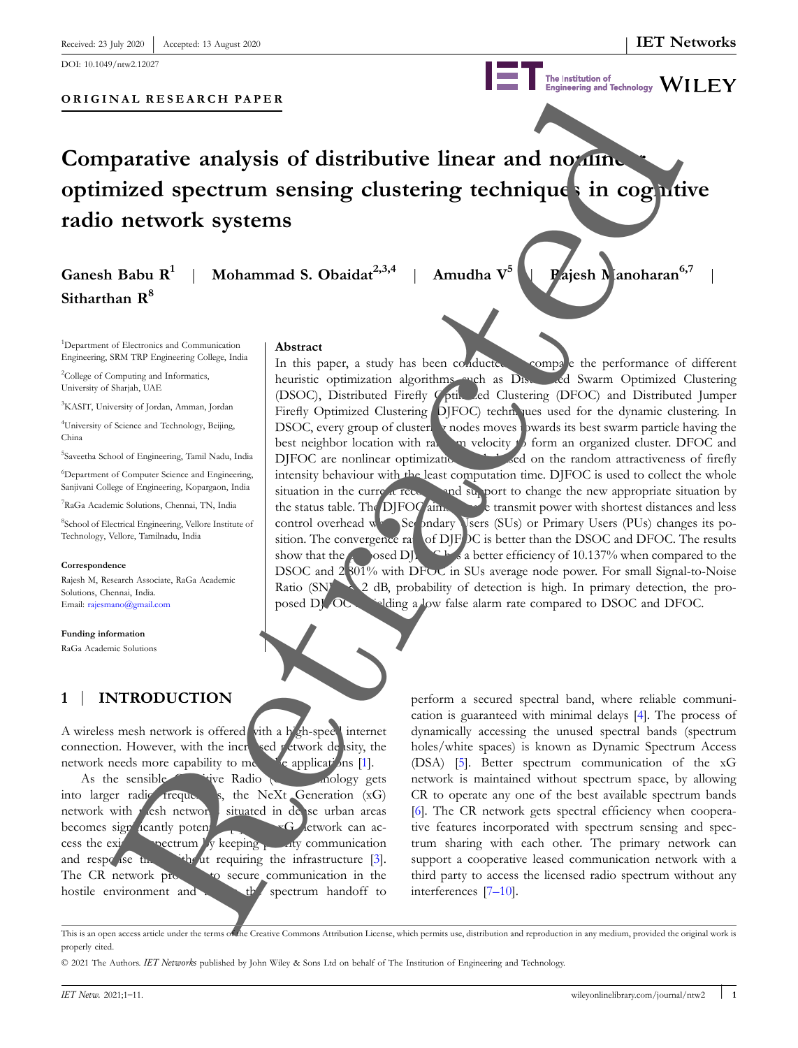ORIGINAL RESEARCH PAPER

# Comparative analysis of distributive linear and nonlinear optimized spectrum sensing clustering techniques in cognitive radio network systems

**Ganesh Babu R**[1] | **Mohammad S. Obaidat**[2,3,4] | **Amudha V**[5] | **Rajesh Manoharan**[6,7] | **Sitharthan R**[8]

[1]Department of Electronics and Communication Engineering, SRM TRP Engineering College, India

[2]College of Computing and Informatics, University of Sharjah, UAE

[3]KASIT, University of Jordan, Amman, Jordan

[4]University of Science and Technology, Beijing, China

[5]Saveetha School of Engineering, Tamil Nadu, India

[6]Department of Computer Science and Engineering, Sanjivani College of Engineering, Kopargaon, India

[7]RaGa Academic Solutions, Chennai, TN, India

[8]School of Electrical Engineering, Vellore Institute of Technology, Vellore, Tamilnadu, India

**Correspondence**

Rajesh M, Research Associate, RaGa Academic Solutions, Chennai, India.
Email: rajesmano@gmail.com

**Funding information**

RaGa Academic Solutions

**Abstract**

In this paper, a study has been conducted to compare the performance of different heuristic optimization algorithms such as Distributed Swarm Optimized Clustering (DSOC), Distributed Firefly Optimized Clustering (DFOC) and Distributed Jumper Firefly Optimized Clustering (DJFOC) techniques used for the dynamic clustering. In DSOC, every group of clustering nodes moves towards its best swarm particle having the best neighbor location with random velocity to form an organized cluster. DFOC and DJFOC are nonlinear optimization based on the random attractiveness of firefly intensity behaviour with the least computation time. DJFOC is used to collect the whole situation in the current record and support to change the new appropriate situation by the status table. The DJFOC aims the transmit power with shortest distances and less control overhead when Secondary Users (SUs) or Primary Users (PUs) changes its position. The convergence rate of DJFOC is better than the DSOC and DFOC. The results show that the proposed DJFOC has a better efficiency of 10.137% when compared to the DSOC and 2.801% with DFOC in SUs average node power. For small Signal-to-Noise Ratio (SNR) < 2 dB, probability of detection is high. In primary detection, the proposed DJFOC yielding a low false alarm rate compared to DSOC and DFOC.

## 1 | INTRODUCTION

A wireless mesh network is offered with a high-speed internet connection. However, with the increased network density, the network needs more capability to meet the applications [1].

As the sensible Cognitive Radio (CR) technology gets into larger radio frequencies, the NeXt Generation (xG) network with mesh networks situated in dense urban areas becomes significantly potent [2]. xG network can access the existing spectrum by keeping priority communication and response time without requiring the infrastructure [3]. The CR network provides to secure communication in the hostile environment and enables the spectrum handoff to perform a secured spectral band, where reliable communication is guaranteed with minimal delays [4]. The process of dynamically accessing the unused spectral bands (spectrum holes/white spaces) is known as Dynamic Spectrum Access (DSA) [5]. Better spectrum communication of the xG network is maintained without spectrum space, by allowing CR to operate any one of the best available spectrum bands [6]. The CR network gets spectral efficiency when cooperative features incorporated with spectrum sensing and spectrum sharing with each other. The primary network can support a cooperative leased communication network with a third party to access the licensed radio spectrum without any interferences [7–10].

This is an open access article under the terms of the Creative Commons Attribution License, which permits use, distribution and reproduction in any medium, provided the original work is properly cited.

© 2021 The Authors. *IET Networks* published by John Wiley & Sons Ltd on behalf of The Institution of Engineering and Technology.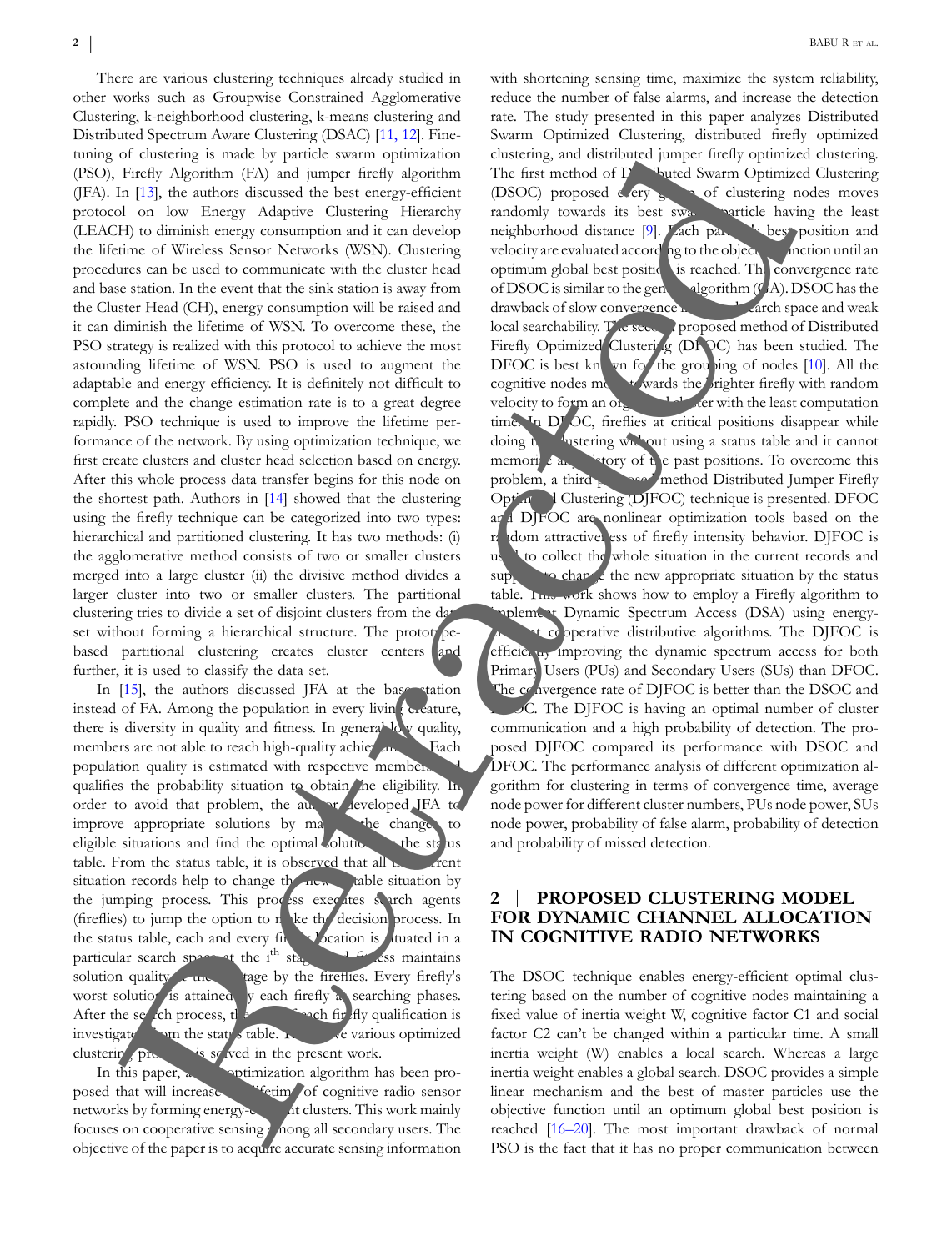There are various clustering techniques already studied in other works such as Groupwise Constrained Agglomerative Clustering, k-neighborhood clustering, k-means clustering and Distributed Spectrum Aware Clustering (DSAC) [11, 12]. Fine-tuning of clustering is made by particle swarm optimization (PSO), Firefly Algorithm (FA) and jumper firefly algorithm (JFA). In [13], the authors discussed the best energy-efficient protocol on low Energy Adaptive Clustering Hierarchy (LEACH) to diminish energy consumption and it can develop the lifetime of Wireless Sensor Networks (WSN). Clustering procedures can be used to communicate with the cluster head and base station. In the event that the sink station is away from the Cluster Head (CH), energy consumption will be raised and it can diminish the lifetime of WSN. To overcome these, the PSO strategy is realized with this protocol to achieve the most astounding lifetime of WSN. PSO is used to augment the adaptable and energy efficiency. It is definitely not difficult to complete and the change estimation rate is to a great degree rapidly. PSO technique is used to improve the lifetime performance of the network. By using optimization technique, we first create clusters and cluster head selection based on energy. After this whole process data transfer begins for this node on the shortest path. Authors in [14] showed that the clustering using the firefly technique can be categorized into two types: hierarchical and partitioned clustering. It has two methods: (i) the agglomerative method consists of two or smaller clusters merged into a large cluster (ii) the divisive method divides a larger cluster into two or smaller clusters. The partitional clustering tries to divide a set of disjoint clusters from the data set without forming a hierarchical structure. The prototype-based partitional clustering creates cluster centers and further, it is used to classify the data set.

In [15], the authors discussed JFA at the base station instead of FA. Among the population in every living creature, there is diversity in quality and fitness. In general low quality, members are not able to reach high-quality achievement. Each population quality is estimated with respective members and qualifies the probability situation to obtain the eligibility. In order to avoid that problem, the author developed JFA to improve appropriate solutions by making the changes to eligible situations and find the optimal solution in the status table. From the status table, it is observed that all the current situation records help to change the new suitable situation by the jumping process. This process executes search agents (fireflies) to jump the option to make the decision process. In the status table, each and every firefly location is situated in a particular search space at the i[th] stage and fitness maintains solution quality at the stage by the fireflies. Every firefly's worst solution is attained by each firefly at searching phases. After the search process, the worst each firefly qualification is investigated from the status table. The above various optimized clustering problem is solved in the present work.

In this paper, an optimization algorithm has been proposed that will increase the lifetime of cognitive radio sensor networks by forming energy-efficient clusters. This work mainly focuses on cooperative sensing among all secondary users. The objective of the paper is to acquire accurate sensing information with shortening sensing time, maximize the system reliability, reduce the number of false alarms, and increase the detection rate. The study presented in this paper analyzes Distributed Swarm Optimized Clustering, distributed firefly optimized clustering, and distributed jumper firefly optimized clustering. The first method of Distributed Swarm Optimized Clustering (DSOC) proposed every group of clustering nodes moves randomly towards its best swarm particle having the least neighborhood distance [9]. Each particle's best position and velocity are evaluated according to the objective function until an optimum global best position is reached. The convergence rate of DSOC is similar to the genetic algorithm (GA). DSOC has the drawback of slow convergence in the search space and weak local searchability. The second proposed method of Distributed Firefly Optimized Clustering (DFOC) has been studied. The DFOC is best known for the grouping of nodes [10]. All the cognitive nodes move towards the brighter firefly with random velocity to form an optimal cluster with the least computation time. In DFOC, fireflies at critical positions disappear while doing the clustering without using a status table and it cannot memorize a history of the past positions. To overcome this problem, a third proposed method Distributed Jumper Firefly Optimized Clustering (DJFOC) technique is presented. DFOC and DJFOC are nonlinear optimization tools based on the random attractiveness of firefly intensity behavior. DJFOC is used to collect the whole situation in the current records and supports to change the new appropriate situation by the status table. This work shows how to employ a Firefly algorithm to implement Dynamic Spectrum Access (DSA) using energy-efficient cooperative distributive algorithms. The DJFOC is efficiently improving the dynamic spectrum access for both Primary Users (PUs) and Secondary Users (SUs) than DFOC. The convergence rate of DJFOC is better than the DSOC and DFOC. The DJFOC is having an optimal number of cluster communication and a high probability of detection. The proposed DJFOC compared its performance with DSOC and DFOC. The performance analysis of different optimization algorithm for clustering in terms of convergence time, average node power for different cluster numbers, PUs node power, SUs node power, probability of false alarm, probability of detection and probability of missed detection.

## 2 | PROPOSED CLUSTERING MODEL FOR DYNAMIC CHANNEL ALLOCATION IN COGNITIVE RADIO NETWORKS

The DSOC technique enables energy-efficient optimal clustering based on the number of cognitive nodes maintaining a fixed value of inertia weight W, cognitive factor C1 and social factor C2 can't be changed within a particular time. A small inertia weight (W) enables a local search. Whereas a large inertia weight enables a global search. DSOC provides a simple linear mechanism and the best of master particles use the objective function until an optimum global best position is reached [16–20]. The most important drawback of normal PSO is the fact that it has no proper communication between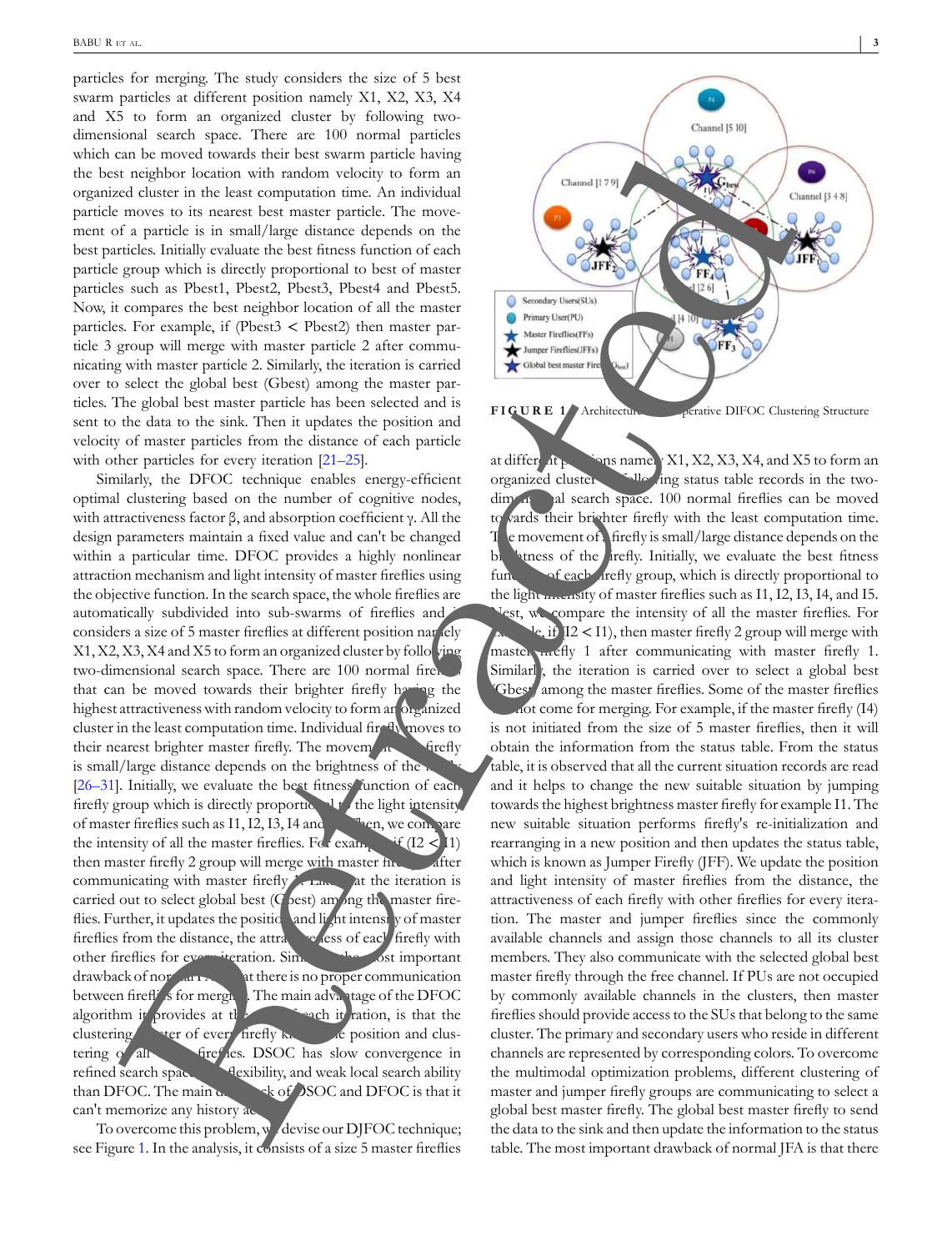particles for merging. The study considers the size of 5 best swarm particles at different position namely X1, X2, X3, X4 and X5 to form an organized cluster by following two-dimensional search space. There are 100 normal particles which can be moved towards their best swarm particle having the best neighbor location with random velocity to form an organized cluster in the least computation time. An individual particle moves to its nearest best master particle. The movement of a particle is in small/large distance depends on the best particles. Initially evaluate the best fitness function of each particle group which is directly proportional to best of master particles such as Pbest1, Pbest2, Pbest3, Pbest4 and Pbest5. Now, it compares the best neighbor location of all the master particles. For example, if (Pbest3 < Pbest2) then master particle 3 group will merge with master particle 2 after communicating with master particle 2. Similarly, the iteration is carried over to select the global best (Gbest) among the master particles. The global best master particle has been selected and is sent to the data to the sink. Then it updates the position and velocity of master particles from the distance of each particle with other particles for every iteration [21–25].

Similarly, the DFOC technique enables energy-efficient optimal clustering based on the number of cognitive nodes, with attractiveness factor β, and absorption coefficient γ. All the design parameters maintain a fixed value and can't be changed within a particular time. DFOC provides a highly nonlinear attraction mechanism and light intensity of master fireflies using the objective function. In the search space, the whole fireflies are automatically subdivided into sub-swarms of fireflies and it considers a size of 5 master fireflies at different position namely X1, X2, X3, X4 and X5 to form an organized cluster by following two-dimensional search space. There are 100 normal fireflies that can be moved towards their brighter firefly having the highest attractiveness with random velocity to form an organized cluster in the least computation time. Individual firefly moves to their nearest brighter master firefly. The movement of a firefly is small/large distance depends on the brightness of the firefly [26–31]. Initially, we evaluate the best fitness function of each firefly group which is directly proportional to the light intensity of master fireflies such as I1, I2, I3, I4 and I5. Then, we compare the intensity of all the master fireflies. For example, if (I2 < I1) then master firefly 2 group will merge with master firefly 1 after communicating with master firefly 1. Likewise, the iteration is carried out to select global best (Gbest) among the master fireflies. Further, it updates the position and light intensity of master fireflies from the distance, the attractiveness of each firefly with other fireflies for every iteration. Similarly, the most important drawback of normal FA is that there is no proper communication between fireflies for merging. The main advantage of the DFOC algorithm it provides at the end of each iteration, is that the clustering center of every firefly knows the position and clustering of all other fireflies. DSOC has slow convergence in refined search space, less flexibility, and weak local search ability than DFOC. The main drawback of DSOC and DFOC is that it can't memorize any history across.

To overcome this problem, we devise our DJFOC technique; see Figure 1. In the analysis, it consists of a size 5 master fireflies at different positions namely X1, X2, X3, X4, and X5 to form an organized cluster. The following status table records in the two-dimensional search space. 100 normal fireflies can be moved towards their brighter firefly with the least computation time. The movement of a firefly is small/large distance depends on the brightness of the firefly. Initially, we evaluate the best fitness function of each firefly group, which is directly proportional to the light intensity of master fireflies such as I1, I2, I3, I4, and I5. Next, we compare the intensity of all the master fireflies. For example, if (I2 < I1), then master firefly 2 group will merge with master firefly 1 after communicating with master firefly 1. Similarly, the iteration is carried over to select a global best (Gbest) among the master fireflies. Some of the master fireflies may not come for merging. For example, if the master firefly (I4) is not initiated from the size of 5 master fireflies, then it will obtain the information from the status table. From the status table, it is observed that all the current situation records are read and it helps to change the new suitable situation by jumping towards the highest brightness master firefly for example I1. The new suitable situation performs firefly's re-initialization and rearranging in a new position and then updates the status table, which is known as Jumper Firefly (JFF). We update the position and light intensity of master fireflies from the distance, the attractiveness of each firefly with other fireflies for every iteration. The master and jumper fireflies since the commonly available channels and assign those channels to all its cluster members. They also communicate with the selected global best master firefly through the free channel. If PUs are not occupied by commonly available channels in the clusters, then master fireflies should provide access to the SUs that belong to the same cluster. The primary and secondary users who reside in different channels are represented by corresponding colors. To overcome the multimodal optimization problems, different clustering of master and jumper firefly groups are communicating to select a global best master firefly. The global best master firefly to send the data to the sink and then update the information to the status table. The most important drawback of normal JFA is that there

**FIGURE 1** Architecture of cooperative DIFOC Clustering Structure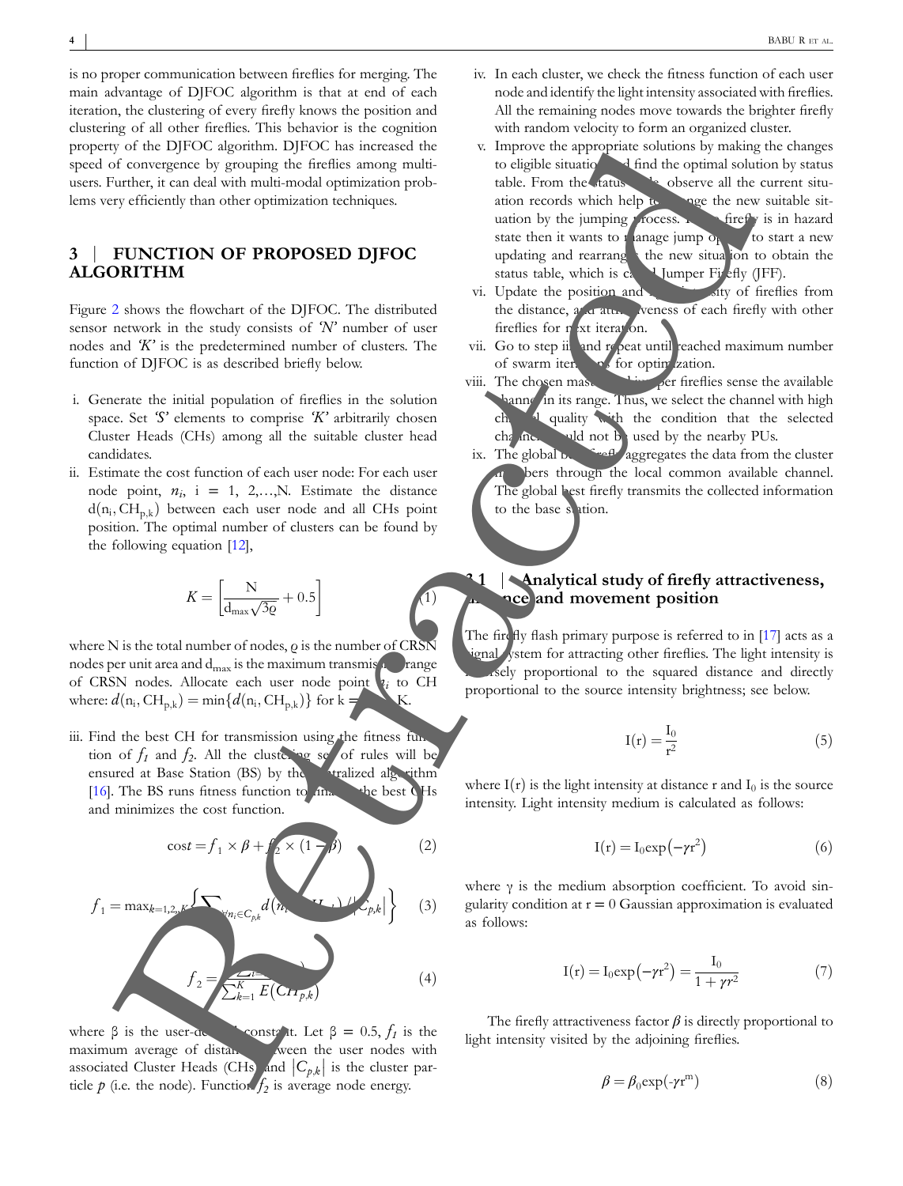is no proper communication between fireflies for merging. The main advantage of DJFOC algorithm is that at end of each iteration, the clustering of every firefly knows the position and clustering of all other fireflies. This behavior is the cognition property of the DJFOC algorithm. DJFOC has increased the speed of convergence by grouping the fireflies among multi-users. Further, it can deal with multi-modal optimization problems very efficiently than other optimization techniques.

## 3 | FUNCTION OF PROPOSED DJFOC ALGORITHM

Figure 2 shows the flowchart of the DJFOC. The distributed sensor network in the study consists of '*N*' number of user nodes and '*K*' is the predetermined number of clusters. The function of DJFOC is as described briefly below.

i. Generate the initial population of fireflies in the solution space. Set '*S*' elements to comprise '*K*' arbitrarily chosen Cluster Heads (CHs) among all the suitable cluster head candidates.
ii. Estimate the cost function of each user node: For each user node point, $n_i$, i = 1, 2,…,N. Estimate the distance $d(n_i, CH_{p,k})$ between each user node and all CHs point position. The optimal number of clusters can be found by the following equation [12],

$$K = \left[\frac{N}{d_{max}\sqrt{3\varrho}} + 0.5\right] \tag{1}$$

where N is the total number of nodes, $\varrho$ is the number of CRSN nodes per unit area and $d_{max}$ is the maximum transmission range of CRSN nodes. Allocate each user node point $n_i$ to CH where: $d(n_i, CH_{p,k}) = \min\{d(n_i, CH_{p,k})\}$ for k = 1, …, K.

iii. Find the best CH for transmission using the fitness function of $f_1$ and $f_2$. All the clustering set of rules will be ensured at Base Station (BS) by the centralized algorithm [16]. The BS runs fitness function to find the best CHs and minimizes the cost function.

$$cost = f_1 \times \beta + f_2 \times (1 - \beta) \tag{2}$$

$$f_1 = \max_{k=1,2,\ldots,K}\left\{\sum_{\forall n_i \in C_{p,k}} d(n_i, CH_{p,k}) / |C_{p,k}|\right\} \tag{3}$$

$$f_2 = \frac{\sum_{i=1}^{N} E(n_i)}{\sum_{k=1}^{K} E(CH_{p,k})} \tag{4}$$

where β is the user-defined constant. Let β = 0.5, $f_1$ is the maximum average of distance between the user nodes with associated Cluster Heads (CHs) and $|C_{p,k}|$ is the cluster particle *p* (i.e. the node). Function $f_2$ is average node energy.

iv. In each cluster, we check the fitness function of each user node and identify the light intensity associated with fireflies. All the remaining nodes move towards the brighter firefly with random velocity to form an organized cluster.
v. Improve the appropriate solutions by making the changes to eligible situation and find the optimal solution by status table. From the status table observe all the current situation records which help to arrange the new suitable situation by the jumping process. If the firefly is in hazard state then it wants to manage jump option to start a new updating and rearranging the new situation to obtain the status table, which is called Jumper Firefly (JFF).
vi. Update the position and light intensity of fireflies from the distance, and attractiveness of each firefly with other fireflies for next iteration.
vii. Go to step iii and repeat until reached maximum number of swarm iterations for optimization.
viii. The chosen master and jumper fireflies sense the available channel in its range. Thus, we select the channel with high channel quality with the condition that the selected channel should not be used by the nearby PUs.
ix. The global best firefly aggregates the data from the cluster members through the local common available channel. The global best firefly transmits the collected information to the base station.

### 3.1 | Analytical study of firefly attractiveness, distance and movement position

The firefly flash primary purpose is referred to in [17] acts as a signal system for attracting other fireflies. The light intensity is inversely proportional to the squared distance and directly proportional to the source intensity brightness; see below.

$$I(r) = \frac{I_0}{r^2} \tag{5}$$

where $I(r)$ is the light intensity at distance r and $I_0$ is the source intensity. Light intensity medium is calculated as follows:

$$I(r) = I_0 \exp(-\gamma r^2) \tag{6}$$

where γ is the medium absorption coefficient. To avoid singularity condition at r = 0 Gaussian approximation is evaluated as follows:

$$I(r) = I_0 \exp(-\gamma r^2) = \frac{I_0}{1 + \gamma r^2} \tag{7}$$

The firefly attractiveness factor $\beta$ is directly proportional to light intensity visited by the adjoining fireflies.

$$\beta = \beta_0 \exp(-\gamma r^m) \tag{8}$$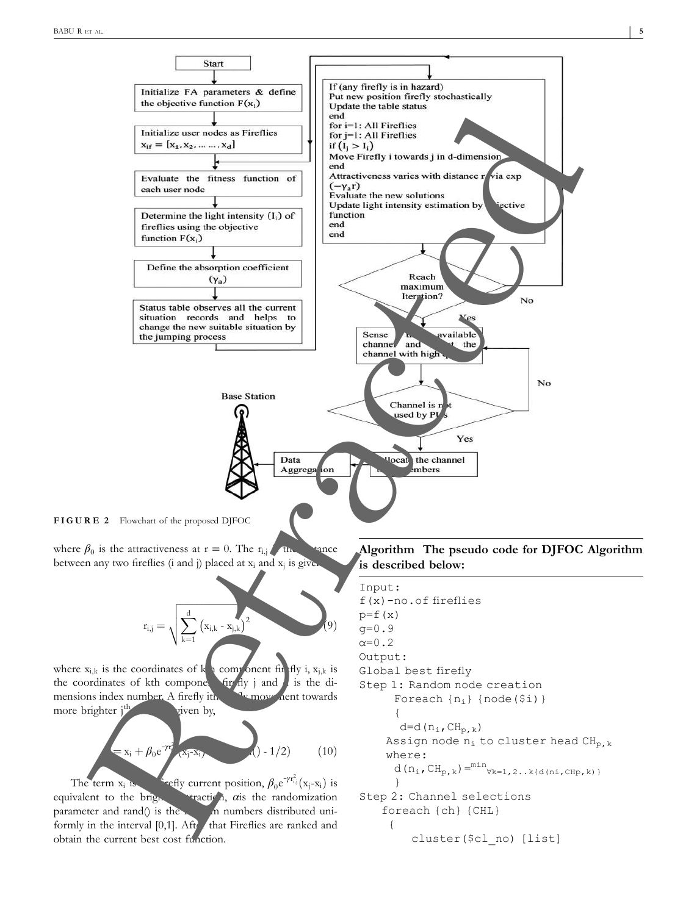FIGURE 2 Flowchart of the proposed DJFOC

where $\beta_0$ is the attractiveness at r = 0. The $r_{i,j}$ is the distance between any two fireflies (i and j) placed at $x_i$ and $x_j$ is given by,

$$r_{i,j} = \sqrt{\sum_{k=1}^{d} \left(x_{i,k} - x_{j,k}\right)^2} \quad (9)$$

where $x_{i,k}$ is the coordinates of kth component firefly i, $x_{j,k}$ is the coordinates of kth component firefly j and d is the dimensions index number. A firefly ith firefly movement towards more brighter $j^{th}$ firefly is given by,

$$x_i = x_i + \beta_0 e^{-\gamma r_{ij}^2}(x_j - x_i) + \alpha(\text{rand}() - 1/2) \quad (10)$$

The term $x_i$ is the firefly current position, $\beta_0 e^{-\gamma r_{ij}^2}(x_j - x_i)$ is equivalent to the brightness attraction, $\alpha$ is the randomization parameter and rand() is the random numbers distributed uniformly in the interval [0,1]. After that Fireflies are ranked and obtain the current best cost function.

**Algorithm The pseudo code for DJFOC Algorithm is described below:**

```
Input:
f(x)-no.of fireflies
p=f(x)
g=0.9
α=0.2
Output:
Global best firefly
Step 1: Random node creation
      Foreach {ni} {node($i)}
      {
       d=d(ni,CHp,k)
     Assign node ni to cluster head CHp,k
      where:
      d(ni,CHp,k)=min ∀k=1,2..k{d(ni,CHp,k)}
      }
Step 2: Channel selections
    foreach {ch} {CHL}
     {
         cluster($cl_no) [list]
```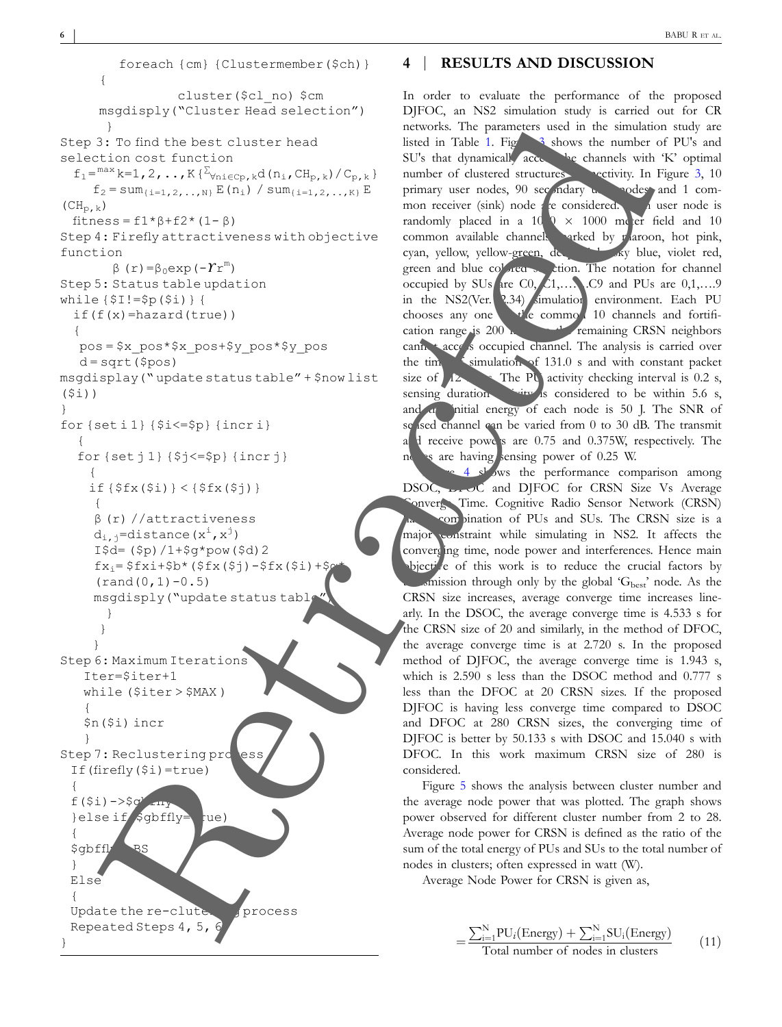```
        foreach {cm} {Clustermember($ch)}
      {
              cluster($cl_no) $cm
      msgdisply("Cluster Head selection")
       }
Step 3: To find the best cluster head
selection cost function
  f1 = max k=1,2,..,K {Σ∀ni∈Cp,k d(ni,CHp,k)/Cp,k}
     f2 = sum{i=1,2,..,N} E(ni) / sum{i=1,2,..,K} E
(CHp,k)
  fitness = f1*β+f2*(1-β)
Step 4: Firefly attractiveness with objective
function
       β(r)=β0exp(-γr^m)
Step 5: Status table updation
while {$I!=$p($i)} {
  if(f(x)=hazard(true))
  {
   pos = $x_pos*$x_pos+$y_pos*$y_pos
   d = sqrt($pos)
msgdisplay("update status table"+$nowlist
($i))
}
for {set i 1} {$i<=$p} {incr i}
   {
   for {set j 1} {$j<=$p} {incr j}
     {
     if {$fx($i)} < {$fx($j)}
      {
      β(r) //attractiveness
      di,j=distance(x^i,x^j)
      I$d=($p)/1+$g*pow($d)2
      fxi=$fxi+$b*($fx($j)-$fx($i)+$a*
      (rand(0,1)-0.5)
      msgdisply("update status table")
        }
      }
     }
Step 6: Maximum Iterations
    Iter=$iter+1
    while ($iter > $MAX)
    {
    $n($i) incr
    }
Step 7: Reclustering process
  If(firefly($i)=true)
  {
  f($i)->$gbfly
  }else if($gbffly=true)
  {
  $gbffly=BS
  }
  Else
  {
  Update the re-clustering process
  Repeated Steps 4, 5, 6
}
```

## 4 | RESULTS AND DISCUSSION

In order to evaluate the performance of the proposed DJFOC, an NS2 simulation study is carried out for CR networks. The parameters used in the simulation study are listed in Table 1. Figure 3 shows the number of PU's and SU's that dynamically access the channels with 'K' optimal number of clustered structures connectivity. In Figure 3, 10 primary user nodes, 90 secondary user nodes, and 1 common receiver (sink) node are considered. Each user node is randomly placed in a 1000 × 1000 meter field and 10 common available channels marked by maroon, hot pink, cyan, yellow, yellow-green, deep sky blue, violet red, green and blue colored selection. The notation for channel occupied by SUs are C0, C1,….,C9 and PUs are 0,1,….9 in the NS2(Ver. 2.34) simulation environment. Each PU chooses any one of the common 10 channels and fortification range is 200 m so that remaining CRSN neighbors cannot access occupied channel. The analysis is carried over the time of simulation of 131.0 s and with constant packet size of 512 bytes. The PU activity checking interval is 0.2 s, sensing duration activity is considered to be within 5.6 s, and the initial energy of each node is 50 J. The SNR of sensed channel can be varied from 0 to 30 dB. The transmit and receive powers are 0.75 and 0.375W, respectively. The nodes are having sensing power of 0.25 W.

Figure 4 shows the performance comparison among DSOC, DFOC and DJFOC for CRSN Size Vs Average Convergence Time. Cognitive Radio Sensor Network (CRSN) has combination of PUs and SUs. The CRSN size is a major constraint while simulating in NS2. It affects the converging time, node power and interferences. Hence main objective of this work is to reduce the crucial factors by transmission through only by the global '$G_{best}$' node. As the CRSN size increases, average converge time increases linearly. In the DSOC, the average converge time is 4.533 s for the CRSN size of 20 and similarly, in the method of DFOC, the average converge time is at 2.720 s. In the proposed method of DJFOC, the average converge time is 1.943 s, which is 2.590 s less than the DSOC method and 0.777 s less than the DFOC at 20 CRSN sizes. If the proposed DJFOC is having less converge time compared to DSOC and DFOC at 280 CRSN sizes, the converging time of DJFOC is better by 50.133 s with DSOC and 15.040 s with DFOC. In this work maximum CRSN size of 280 is considered.

Figure 5 shows the analysis between cluster number and the average node power that was plotted. The graph shows power observed for different cluster number from 2 to 28. Average node power for CRSN is defined as the ratio of the sum of the total energy of PUs and SUs to the total number of nodes in clusters; often expressed in watt (W).

Average Node Power for CRSN is given as,

$$= \frac{\sum_{i=1}^{N} PU_i(\text{Energy}) + \sum_{i=1}^{N} SU_i(\text{Energy})}{\text{Total number of nodes in clusters}} \qquad (11)$$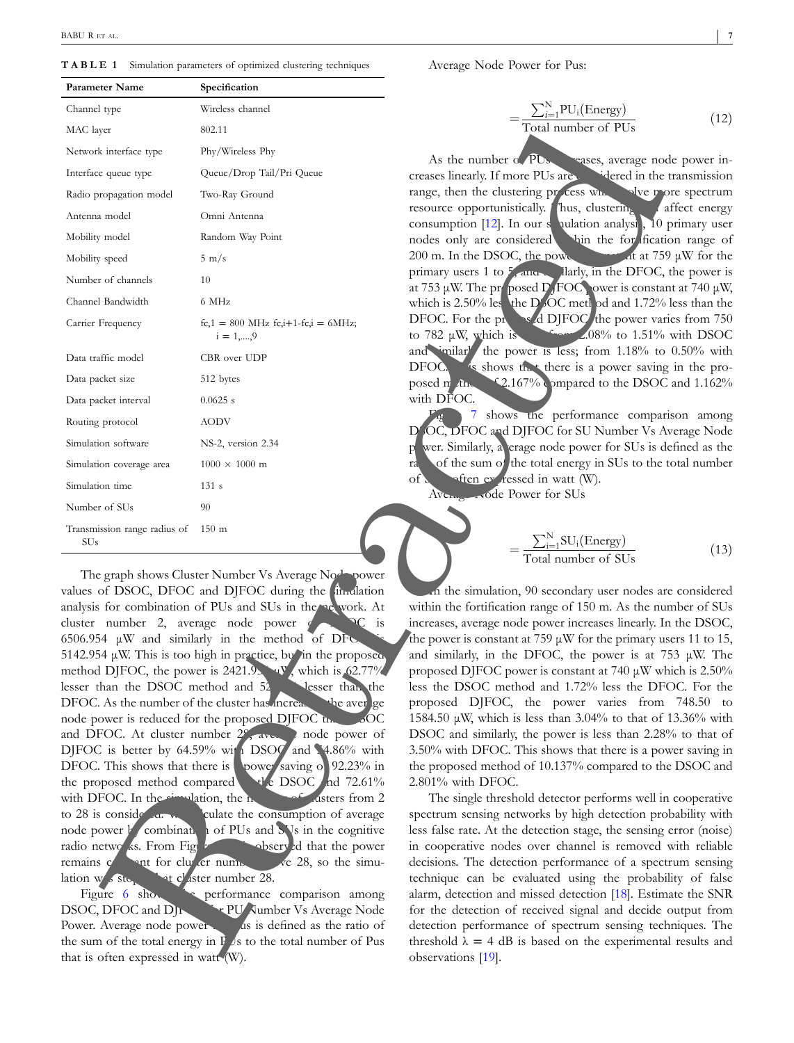**TABLE 1** Simulation parameters of optimized clustering techniques

| Parameter Name | Specification |
|---|---|
| Channel type | Wireless channel |
| MAC layer | 802.11 |
| Network interface type | Phy/Wireless Phy |
| Interface queue type | Queue/Drop Tail/Pri Queue |
| Radio propagation model | Two-Ray Ground |
| Antenna model | Omni Antenna |
| Mobility model | Random Way Point |
| Mobility speed | 5 m/s |
| Number of channels | 10 |
| Channel Bandwidth | 6 MHz |
| Carrier Frequency | fc,1 = 800 MHz fc,i+1-fc,i = 6MHz; i = 1,....,9 |
| Data traffic model | CBR over UDP |
| Data packet size | 512 bytes |
| Data packet interval | 0.0625 s |
| Routing protocol | AODV |
| Simulation software | NS-2, version 2.34 |
| Simulation coverage area | 1000 × 1000 m |
| Simulation time | 131 s |
| Number of SUs | 90 |
| Transmission range radius of SUs | 150 m |

The graph shows Cluster Number Vs Average Node power values of DSOC, DFOC and DJFOC during the simulation analysis for combination of PUs and SUs in the network. At cluster number 2, average node power of DSOC is 6506.954 μW and similarly in the method of DFOC is 5142.954 μW. This is too high in practice, but in the proposed method DJFOC, the power is 2421.954 μW, which is 62.77% lesser than the DSOC method and 52.9% lesser than the DFOC. As the number of the cluster has increased, the average node power is reduced for the proposed DJFOC than DSOC and DFOC. At cluster number 28, average node power of DJFOC is better by 64.59% with DSOC and 54.86% with DFOC. This shows that there is a power saving of 92.23% in the proposed method compared to the DSOC and 72.61% with DFOC. In the simulation, the number of clusters from 2 to 28 is considered. We calculate the consumption of average node power by combination of PUs and SUs in the cognitive radio networks. From Figure 5, it is observed that the power remains constant for cluster number above 28, so the simulation was stopped at cluster number 28.

Figure 6 shows the performance comparison among DSOC, DFOC and DJFOC for PU Number Vs Average Node Power. Average node power for Pus is defined as the ratio of the sum of the total energy in PUs to the total number of Pus that is often expressed in watt (W).

Average Node Power for Pus:

$$= \frac{\sum_{i=1}^{N} \mathrm{PU_i(Energy)}}{\text{Total number of PUs}} \tag{12}$$

As the number of PUs increases, average node power increases linearly. If more PUs are considered in the transmission range, then the clustering process will involve more spectrum resource opportunistically. Thus, clustering will affect energy consumption [12]. In our simulation analysis, 10 primary user nodes only are considered within the fortification range of 200 m. In the DSOC, the power is constant at 759 μW for the primary users 1 to 5 and similarly, in the DFOC, the power is at 753 μW. The proposed DJFOC power is constant at 740 μW, which is 2.50% less the DSOC method and 1.72% less than the DFOC. For the proposed DJFOC, the power varies from 750 to 782 μW, which is less from 2.08% to 1.51% with DSOC and similarly the power is less; from 1.18% to 0.50% with DFOC. This shows that there is a power saving in the proposed method of 2.167% compared to the DSOC and 1.162% with DFOC.

Figure 7 shows the performance comparison among DSOC, DFOC and DJFOC for SU Number Vs Average Node power. Similarly, average node power for SUs is defined as the ratio of the sum of the total energy in SUs to the total number of SUs often expressed in watt (W).

Average Node Power for SUs

$$= \frac{\sum_{i=1}^{N} \mathrm{SU_i(Energy)}}{\text{Total number of SUs}} \tag{13}$$

In the simulation, 90 secondary user nodes are considered within the fortification range of 150 m. As the number of SUs increases, average node power increases linearly. In the DSOC, the power is constant at 759 μW for the primary users 11 to 15, and similarly, in the DFOC, the power is at 753 μW. The proposed DJFOC power is constant at 740 μW which is 2.50% less the DSOC method and 1.72% less the DFOC. For the proposed DJFOC, the power varies from 748.50 to 1584.50 μW, which is less than 3.04% to that of 13.36% with DSOC and similarly, the power is less than 2.28% to that of 3.50% with DFOC. This shows that there is a power saving in the proposed method of 10.137% compared to the DSOC and 2.801% with DFOC.

The single threshold detector performs well in cooperative spectrum sensing networks by high detection probability with less false rate. At the detection stage, the sensing error (noise) in cooperative nodes over channel is removed with reliable decisions. The detection performance of a spectrum sensing technique can be evaluated using the probability of false alarm, detection and missed detection [18]. Estimate the SNR for the detection of received signal and decide output from detection performance of spectrum sensing techniques. The threshold $\lambda = 4$ dB is based on the experimental results and observations [19].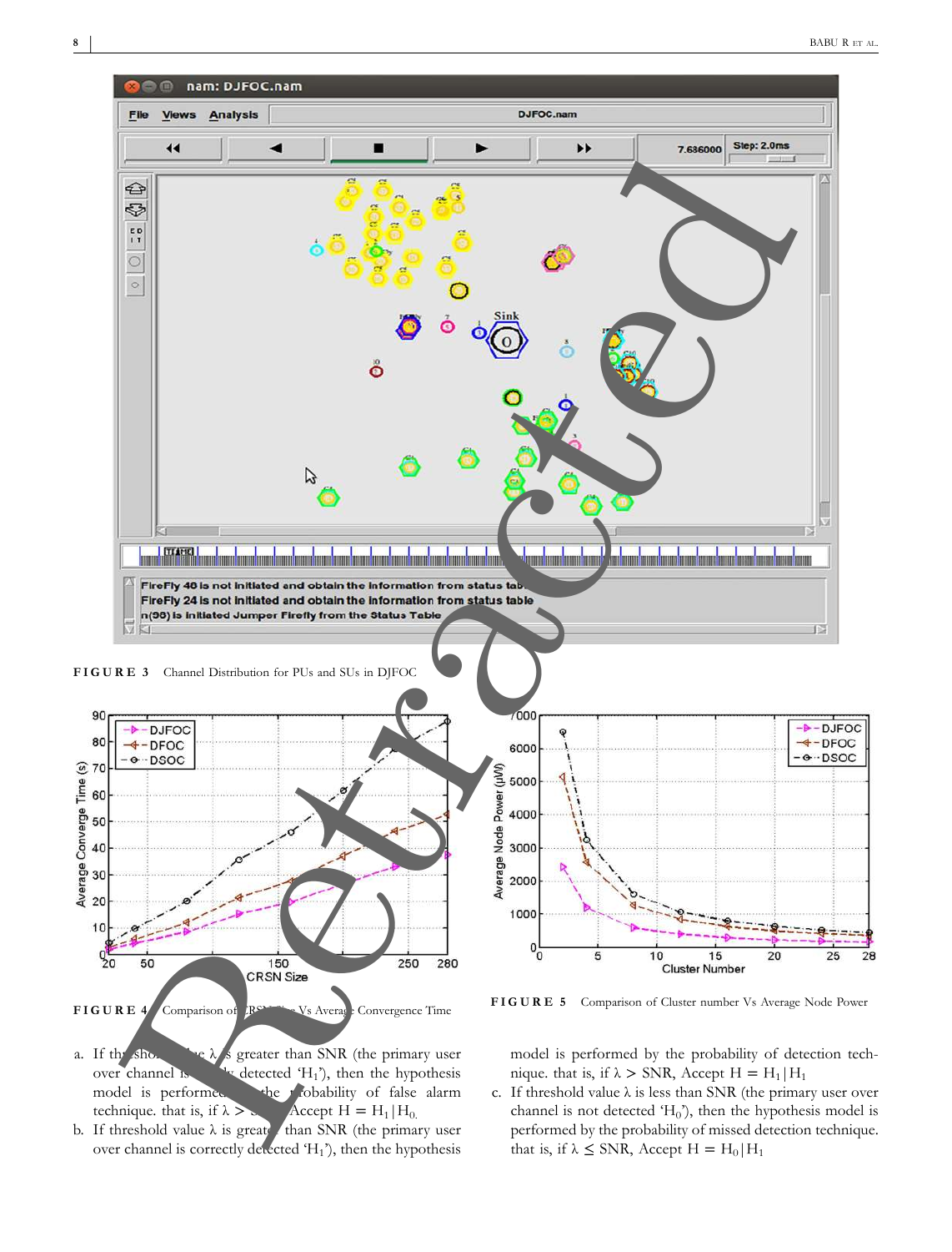FIGURE 3 Channel Distribution for PUs and SUs in DJFOC

FIGURE 4 Comparison of CRSN Size Vs Average Convergence Time

FIGURE 5 Comparison of Cluster number Vs Average Node Power

a. If threshold value $\lambda$ is greater than SNR (the primary user over channel is falsely detected '$H_1$'), then the hypothesis model is performed by the probability of false alarm technique. that is, if $\lambda >$ SNR, Accept $H = H_1|H_0$.
b. If threshold value $\lambda$ is greater than SNR (the primary user over channel is correctly detected '$H_1$'), then the hypothesis model is performed by the probability of detection technique. that is, if $\lambda >$ SNR, Accept $H = H_1|H_1$
c. If threshold value $\lambda$ is less than SNR (the primary user over channel is not detected '$H_0$'), then the hypothesis model is performed by the probability of missed detection technique. that is, if $\lambda \leq$ SNR, Accept $H = H_0|H_1$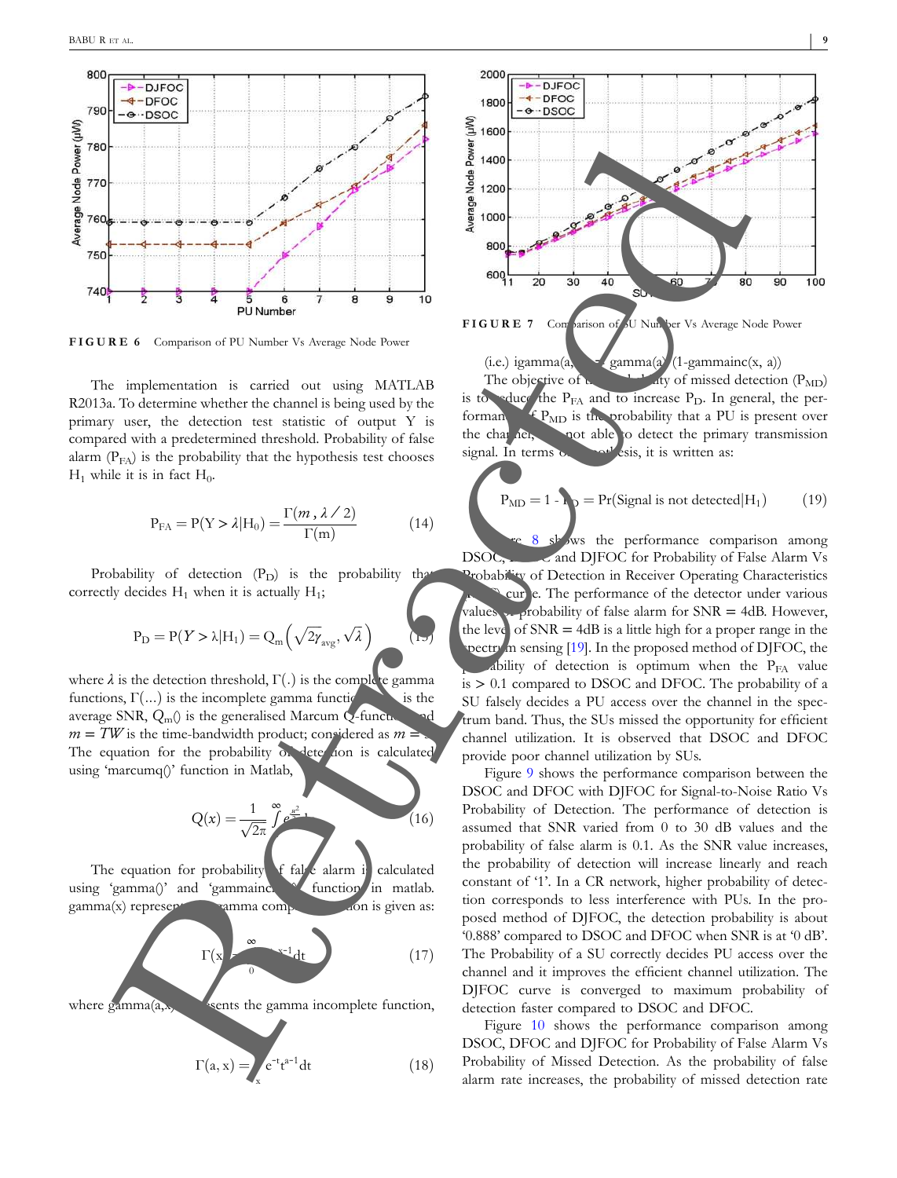FIGURE 6 Comparison of PU Number Vs Average Node Power

FIGURE 7 Comparison of SU Number Vs Average Node Power

The implementation is carried out using MATLAB R2013a. To determine whether the channel is being used by the primary user, the detection test statistic of output Y is compared with a predetermined threshold. Probability of false alarm ($P_{FA}$) is the probability that the hypothesis test chooses $H_1$ while it is in fact $H_0$.

$$P_{FA} = P(Y > \lambda | H_0) = \frac{\Gamma(m, \lambda/2)}{\Gamma(m)} \quad (14)$$

Probability of detection ($P_D$) is the probability that correctly decides $H_1$ when it is actually $H_1$;

$$P_D = P(Y > \lambda | H_1) = Q_m\left(\sqrt{2\gamma_{avg}}, \sqrt{\lambda}\right) \quad (15)$$

where $\lambda$ is the detection threshold, $\Gamma(.)$ is the complete gamma functions, $\Gamma(...)$ is the incomplete gamma function, $\gamma_{avg}$ is the average SNR, $Q_m()$ is the generalised Marcum Q-function and $m = TW$ is the time-bandwidth product; considered as $m = 1$. The equation for the probability of detection is calculated using 'marcumq()' function in Matlab,

$$Q(x) = \frac{1}{\sqrt{2\pi}} \int_{x}^{\infty} e^{-\frac{u^2}{2}} du \quad (16)$$

The equation for probability of false alarm is calculated using 'gamma()' and 'gammainc()' function in matlab. gamma(x) represents the gamma complete function is given as:

$$\Gamma(x) = \int_{0}^{\infty} e^{-t} t^{x-1} dt \quad (17)$$

where gamma(a,x) represents the gamma incomplete function,

$$\Gamma(a, x) = \int_{x}^{\infty} e^{-t} t^{a-1} dt \quad (18)$$

(i.e.) igamma(a, x) = gamma(a) (1-gammainc(x, a))

The objective of the probability of missed detection ($P_{MD}$) is to reduce the $P_{FA}$ and to increase $P_D$. In general, the performance of $P_{MD}$ is the probability that a PU is present over the channel, but not able to detect the primary transmission signal. In terms of hypothesis, it is written as:

$$P_{MD} = 1 - P_D = \Pr(\text{Signal is not detected} | H_1) \quad (19)$$

Figure 8 shows the performance comparison among DSOC, DFOC and DJFOC for Probability of False Alarm Vs Probability of Detection in Receiver Operating Characteristics (ROC) curve. The performance of the detector under various values of probability of false alarm for SNR = 4dB. However, the level of SNR = 4dB is a little high for a proper range in the spectrum sensing [19]. In the proposed method of DJFOC, the probability of detection is optimum when the $P_{FA}$ value is > 0.1 compared to DSOC and DFOC. The probability of a SU falsely decides a PU access over the channel in the spectrum band. Thus, the SUs missed the opportunity for efficient channel utilization. It is observed that DSOC and DFOC provide poor channel utilization by SUs.

Figure 9 shows the performance comparison between the DSOC and DFOC with DJFOC for Signal-to-Noise Ratio Vs Probability of Detection. The performance of detection is assumed that SNR varied from 0 to 30 dB values and the probability of false alarm is 0.1. As the SNR value increases, the probability of detection will increase linearly and reach constant of '1'. In a CR network, higher probability of detection corresponds to less interference with PUs. In the proposed method of DJFOC, the detection probability is about '0.888' compared to DSOC and DFOC when SNR is at '0 dB'. The Probability of a SU correctly decides PU access over the channel and it improves the efficient channel utilization. The DJFOC curve is converged to maximum probability of detection faster compared to DSOC and DFOC.

Figure 10 shows the performance comparison among DSOC, DFOC and DJFOC for Probability of False Alarm Vs Probability of Missed Detection. As the probability of false alarm rate increases, the probability of missed detection rate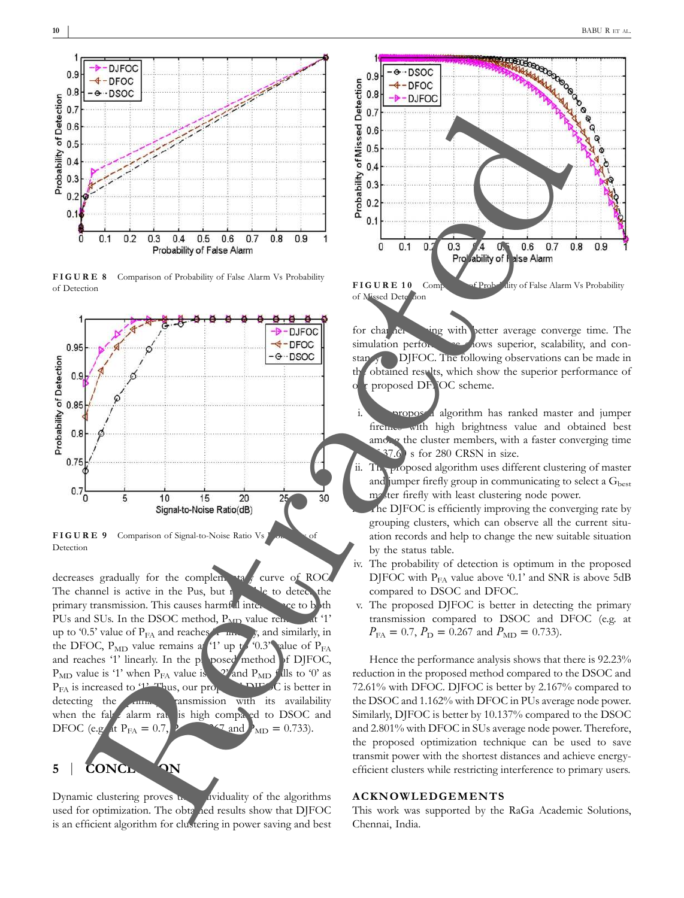FIGURE 8 Comparison of Probability of False Alarm Vs Probability of Detection

FIGURE 9 Comparison of Signal-to-Noise Ratio Vs Probability of Detection

decreases gradually for the complementary curve of ROC. The channel is active in the Pus, but not able to detect the primary transmission. This causes harmful interference to both PUs and SUs. In the DSOC method, $P_{MD}$ value remains at '1' up to '0.5' value of $P_{FA}$ and reaches '0' linearly, and similarly, in the DFOC, $P_{MD}$ value remains at '1' up to '0.3' value of $P_{FA}$ and reaches '1' linearly. In the proposed method of DJFOC, $P_{MD}$ value is '1' when $P_{FA}$ value is '0.2' and $P_{MD}$ falls to '0' as $P_{FA}$ is increased to '1'. Thus, our proposed DJFOC is better in detecting the primary transmission with its availability when the false alarm rate is high compared to DSOC and DFOC (e.g. at $P_{FA} = 0.7$, $P_D = 0.267$ and $P_{MD} = 0.733$).

## 5 | CONCLUSION

Dynamic clustering proves the individuality of the algorithms used for optimization. The obtained results show that DJFOC is an efficient algorithm for clustering in power saving and best

FIGURE 10 Comparison of Probability of False Alarm Vs Probability of Missed Detection

for channel sensing with better average converge time. The simulation performance shows superior, scalability, and constancy of DJFOC. The following observations can be made in the obtained results, which show the superior performance of our proposed DJFOC scheme.

i. The proposed algorithm has ranked master and jumper fireflies with high brightness value and obtained best among the cluster members, with a faster converging time of 37.6 s for 280 CRSN in size.
ii. The proposed algorithm uses different clustering of master and jumper firefly group in communicating to select a $G_{best}$ master firefly with least clustering node power.
iii. The DJFOC is efficiently improving the converging rate by grouping clusters, which can observe all the current situation records and help to change the new suitable situation by the status table.
iv. The probability of detection is optimum in the proposed DJFOC with $P_{FA}$ value above '0.1' and SNR is above 5dB compared to DSOC and DFOC.
v. The proposed DJFOC is better in detecting the primary transmission compared to DSOC and DFOC (e.g. at $P_{FA} = 0.7$, $P_D = 0.267$ and $P_{MD} = 0.733$).

Hence the performance analysis shows that there is 92.23% reduction in the proposed method compared to the DSOC and 72.61% with DFOC. DJFOC is better by 2.167% compared to the DSOC and 1.162% with DFOC in PUs average node power. Similarly, DJFOC is better by 10.137% compared to the DSOC and 2.801% with DFOC in SUs average node power. Therefore, the proposed optimization technique can be used to save transmit power with the shortest distances and achieve energy-efficient clusters while restricting interference to primary users.

## ACKNOWLEDGEMENTS

This work was supported by the RaGa Academic Solutions, Chennai, India.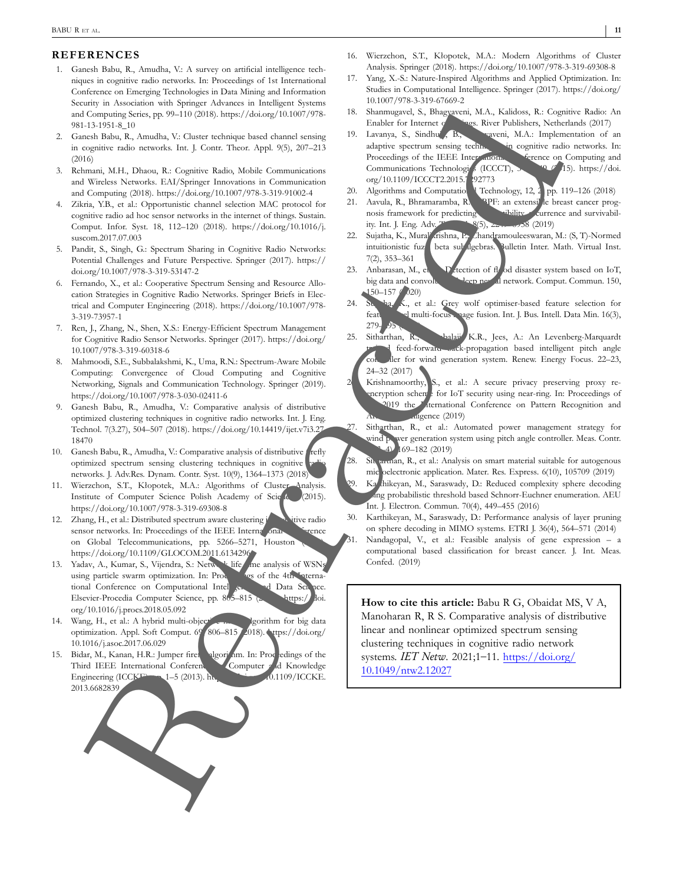## REFERENCES

1. Ganesh Babu, R., Amudha, V.: A survey on artificial intelligence techniques in cognitive radio networks. In: Proceedings of 1st International Conference on Emerging Technologies in Data Mining and Information Security in Association with Springer Advances in Intelligent Systems and Computing Series, pp. 99–110 (2018). https://doi.org/10.1007/978-981-13-1951-8_10
2. Ganesh Babu, R., Amudha, V.: Cluster technique based channel sensing in cognitive radio networks. Int. J. Contr. Theor. Appl. 9(5), 207–213 (2016)
3. Rehmani, M.H., Dhaou, R.: Cognitive Radio, Mobile Communications and Wireless Networks. EAI/Springer Innovations in Communication and Computing (2018). https://doi.org/10.1007/978-3-319-91002-4
4. Zikria, Y.B., et al.: Opportunistic channel selection MAC protocol for cognitive radio ad hoc sensor networks in the internet of things. Sustain. Comput. Infor. Syst. 18, 112–120 (2018). https://doi.org/10.1016/j.suscom.2017.07.003
5. Pandit, S., Singh, G.: Spectrum Sharing in Cognitive Radio Networks: Potential Challenges and Future Perspective. Springer (2017). https://doi.org/10.1007/978-3-319-53147-2
6. Fernando, X., et al.: Cooperative Spectrum Sensing and Resource Allocation Strategies in Cognitive Radio Networks. Springer Briefs in Electrical and Computer Engineering (2018). https://doi.org/10.1007/978-3-319-73957-1
7. Ren, J., Zhang, N., Shen, X.S.: Energy-Efficient Spectrum Management for Cognitive Radio Sensor Networks. Springer (2017). https://doi.org/10.1007/978-3-319-60318-6
8. Mahmoodi, S.E., Subbalakshmi, K., Uma, R.N.: Spectrum-Aware Mobile Computing: Convergence of Cloud Computing and Cognitive Networking, Signals and Communication Technology. Springer (2019). https://doi.org/10.1007/978-3-030-02411-6
9. Ganesh Babu, R., Amudha, V.: Comparative analysis of distributive optimized clustering techniques in cognitive radio networks. Int. J. Eng. Technol. 7(3.27), 504–507 (2018). https://doi.org/10.14419/ijet.v7i3.27.18470
10. Ganesh Babu, R., Amudha, V.: Comparative analysis of distributive firefly optimized spectrum sensing clustering techniques in cognitive radio networks. J. Adv.Res. Dynam. Contr. Syst. 10(9), 1364–1373 (2018)
11. Wierzchon, S.T., Kłopotek, M.A.: Algorithms of Cluster Analysis. Institute of Computer Science Polish Academy of Science (2015). https://doi.org/10.1007/978-3-319-69308-8
12. Zhang, H., et al.: Distributed spectrum aware clustering in cognitive radio sensor networks. In: Proceedings of the IEEE International Conference on Global Telecommunications, pp. 5266–5271, Houston (2011). https://doi.org/10.1109/GLOCOM.2011.6134296
13. Yadav, A., Kumar, S., Vijendra, S.: Network life time analysis of WSNs using particle swarm optimization. In: Proceedings of the 4th International Conference on Computational Intelligence and Data Science. Elsevier-Procedia Computer Science, pp. 805–815 (2018). https://doi.org/10.1016/j.procs.2018.05.092
14. Wang, H., et al.: A hybrid multi-objective firefly algorithm for big data optimization. Appl. Soft Comput. 69, 806–815 (2018). https://doi.org/10.1016/j.asoc.2017.06.029
15. Bidar, M., Kanan, H.R.: Jumper firefly algorithm. In: Proceedings of the Third IEEE International Conference on Computer and Knowledge Engineering (ICCKE), pp. 1–5 (2013). https://doi.org/10.1109/ICCKE.2013.6682839
16. Wierzchon, S.T., Kłopotek, M.A.: Modern Algorithms of Cluster Analysis. Springer (2018). https://doi.org/10.1007/978-3-319-69308-8
17. Yang, X.-S.: Nature-Inspired Algorithms and Applied Optimization. In: Studies in Computational Intelligence. Springer (2017). https://doi.org/10.1007/978-3-319-67669-2
18. Shanmugavel, S., Bhagyaveni, M.A., Kalidoss, R.: Cognitive Radio: An Enabler for Internet of things. River Publishers, Netherlands (2017)
19. Lavanya, S., Sindhuja, B., Bhagyaveni, M.A.: Implementation of an adaptive spectrum sensing technique in cognitive radio networks. In: Proceedings of the IEEE International Conference on Computing and Communications Technologies (ICCCT), pp. 1–10 (2015). https://doi.org/10.1109/ICCCT2.2015.7292773
20. Algorithms and Computational Technology, 12, 2, pp. 119–126 (2018)
21. Aavula, R., Bhramaramba, R.: XBPF: an extensible breast cancer prognosis framework for predicting susceptibility, recurrence and survivability. Int. J. Eng. Adv. Technol. 8(5), 2249–8958 (2019)
22. Sujatha, K., Muralikrishna, P., Chandramouleeswaran, M.: (S, T)-Normed intuitionistic fuzzy beta subalgebras. Bulletin Inter. Math. Virtual Inst. 7(2), 353–361
23. Anbarasan, M., et al.: Detection of flood disaster system based on IoT, big data and convolutional deep neural network. Comput. Commun. 150, 150–157 (2020)
24. Sujatha, K., et al.: Grey wolf optimiser-based feature selection for feature-level multi-focus image fusion. Int. J. Bus. Intell. Data Min. 16(3), 279–295 (2020)
25. Sitharthan, R., Sundarabalaji, K.R., Jees, A.: An Levenberg-Marquardt trained feed-forward back-propagation based intelligent pitch angle controller for wind generation system. Renew. Energy Focus. 22–23, 24–32 (2017)
26. Krishnamoorthy, S., et al.: A secure privacy preserving proxy re-encryption scheme for IoT security using near-ring. In: Proceedings of the 2019 the International Conference on Pattern Recognition and Artificial Intelligence (2019)
27. Sitharthan, R., et al.: Automated power management strategy for wind power generation system using pitch angle controller. Meas. Contr. 52(3-4), 169–182 (2019)
28. Sitharthan, R., et al.: Analysis on smart material suitable for autogenous microelectronic application. Mater. Res. Express. 6(10), 105709 (2019)
29. Karthikeyan, M., Saraswady, D.: Reduced complexity sphere decoding using probabilistic threshold based Schnorr-Euchner enumeration. AEU Int. J. Electron. Commun. 70(4), 449–455 (2016)
30. Karthikeyan, M., Saraswady, D.: Performance analysis of layer pruning on sphere decoding in MIMO systems. ETRI J. 36(4), 564–571 (2014)
31. Nandagopal, V., et al.: Feasible analysis of gene expression – a computational based classification for breast cancer. J. Int. Meas. Confed. (2019)

**How to cite this article:** Babu R G, Obaidat MS, V A, Manoharan R, R S. Comparative analysis of distributive linear and nonlinear optimized spectrum sensing clustering techniques in cognitive radio network systems. *IET Netw*. 2021;1–11. https://doi.org/10.1049/ntw2.12027